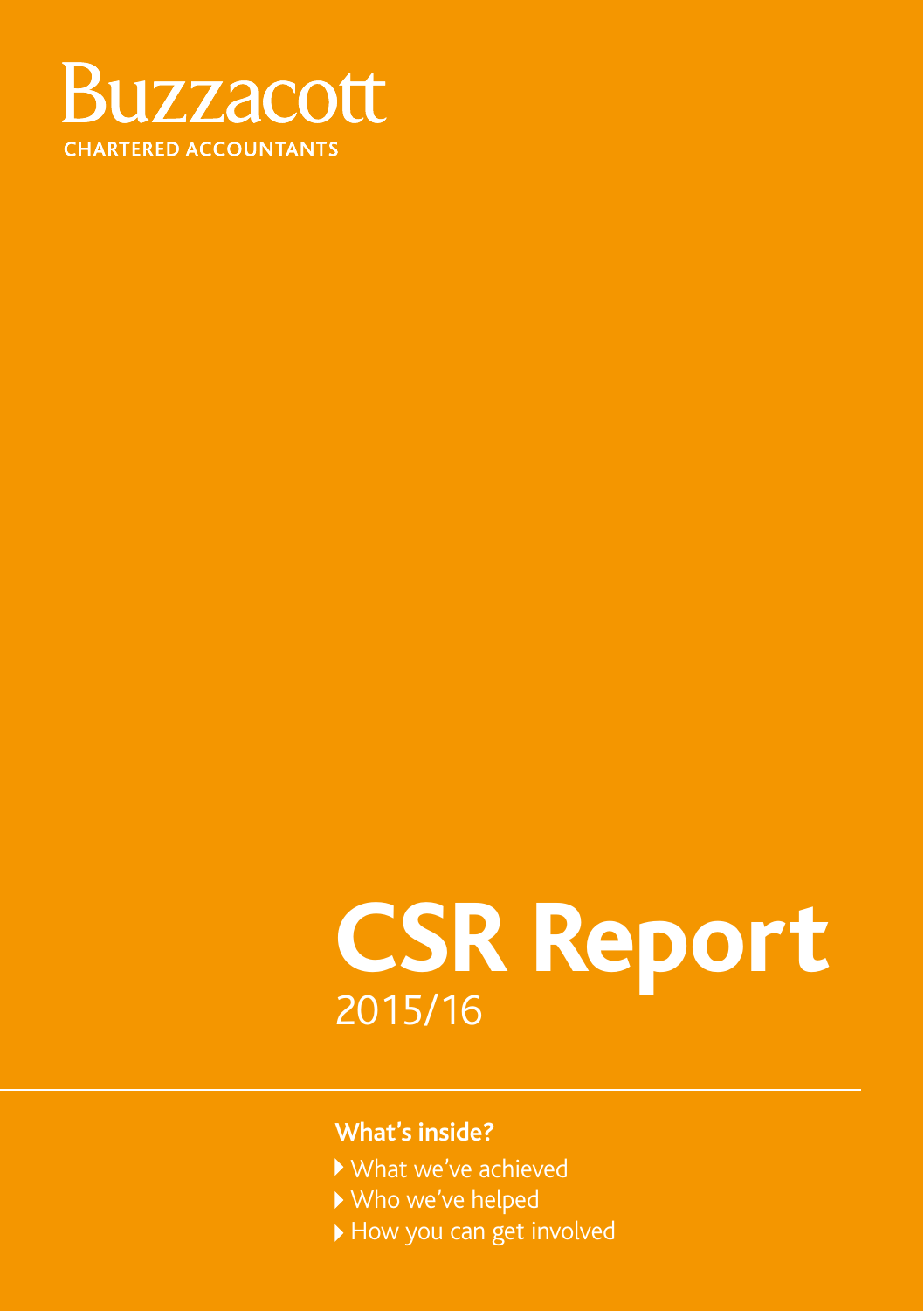Buzzacott

CHARTERED ACCOUNTANTS

# CSR Report

2015/16

**What's inside?**

- What we've achieved
- Who we've helped
- How you can get involved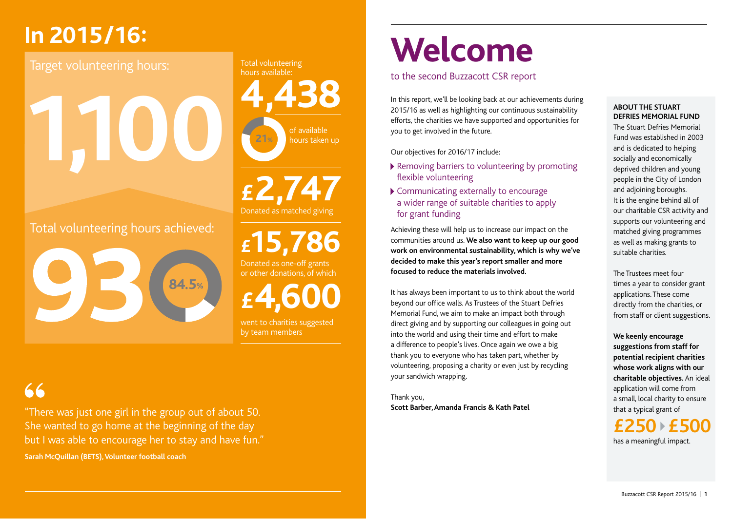# In 2015/16:

Target volunteering hours:

**1,100**

Total volunteering hours achieved:

**930**

84.5%

Total volunteering hours available:

**4,438**

21% of available hours taken up

**£2,747**

Donated as matched giving

**£15,786**

Donated as one-off grants or other donations, of which

**£4,600**

went to charities suggested by team members

> "There was just one girl in the group out of about 50. She wanted to go home at the beginning of the day but I was able to encourage her to stay and have fun."
>
> **Sarah McQuillan (BETS), Volunteer football coach**

# Welcome

## to the second Buzzacott CSR report

In this report, we'll be looking back at our achievements during 2015/16 as well as highlighting our continuous sustainability efforts, the charities we have supported and opportunities for you to get involved in the future.

Our objectives for 2016/17 include:

- Removing barriers to volunteering by promoting flexible volunteering
- Communicating externally to encourage a wider range of suitable charities to apply for grant funding

Achieving these will help us to increase our impact on the communities around us. **We also want to keep up our good work on environmental sustainability, which is why we've decided to make this year's report smaller and more focused to reduce the materials involved.**

It has always been important to us to think about the world beyond our office walls. As Trustees of the Stuart Defries Memorial Fund, we aim to make an impact both through direct giving and by supporting our colleagues in going out into the world and using their time and effort to make a difference to people's lives. Once again we owe a big thank you to everyone who has taken part, whether by volunteering, proposing a charity or even just by recycling your sandwich wrapping.

Thank you,
**Scott Barber, Amanda Francis & Kath Patel**

### ABOUT THE STUART DEFRIES MEMORIAL FUND

The Stuart Defries Memorial Fund was established in 2003 and is dedicated to helping socially and economically deprived children and young people in the City of London and adjoining boroughs. It is the engine behind all of our charitable CSR activity and supports our volunteering and matched giving programmes as well as making grants to suitable charities.

The Trustees meet four times a year to consider grant applications. These come directly from the charities, or from staff or client suggestions.

**We keenly encourage suggestions from staff for potential recipient charities whose work aligns with our charitable objectives.** An ideal application will come from a small, local charity to ensure that a typical grant of

**£250 ‣ £500**

has a meaningful impact.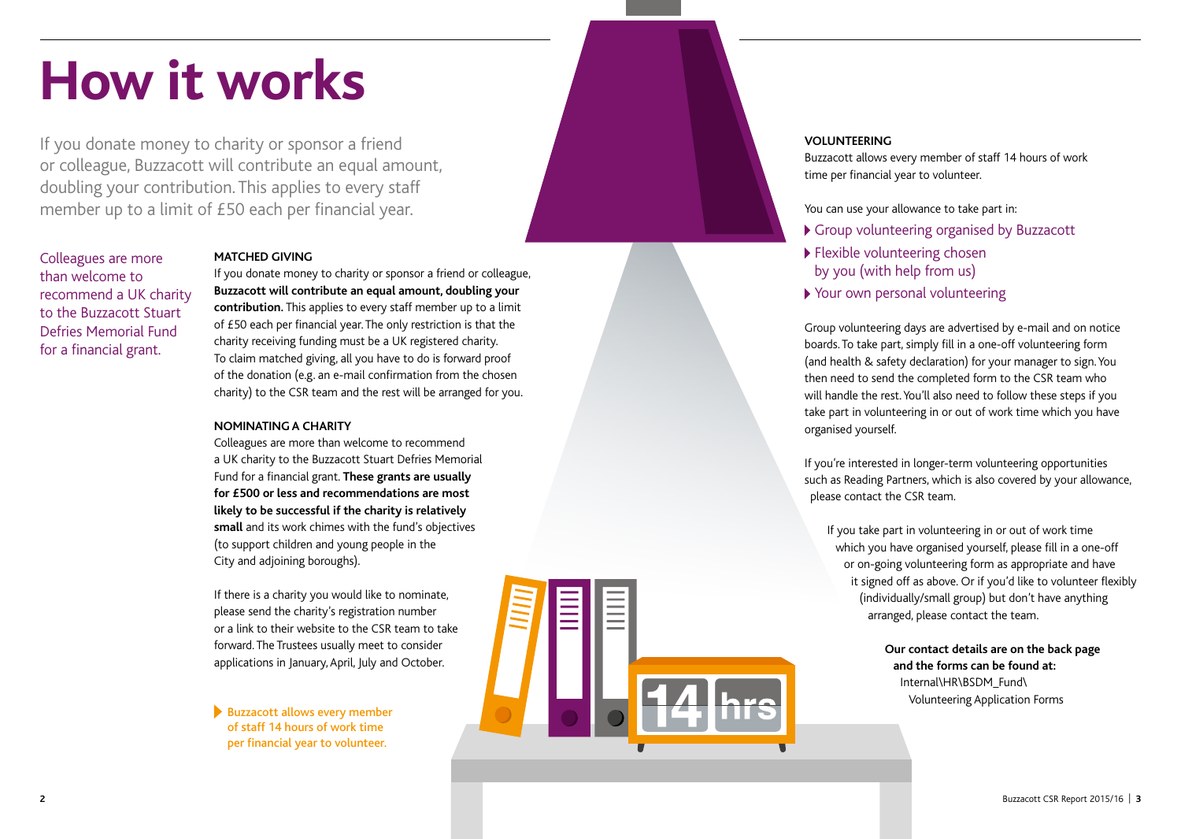# How it works

If you donate money to charity or sponsor a friend or colleague, Buzzacott will contribute an equal amount, doubling your contribution. This applies to every staff member up to a limit of £50 each per financial year.

Colleagues are more than welcome to recommend a UK charity to the Buzzacott Stuart Defries Memorial Fund for a financial grant.

### MATCHED GIVING

If you donate money to charity or sponsor a friend or colleague, **Buzzacott will contribute an equal amount, doubling your contribution.** This applies to every staff member up to a limit of £50 each per financial year. The only restriction is that the charity receiving funding must be a UK registered charity. To claim matched giving, all you have to do is forward proof of the donation (e.g. an e-mail confirmation from the chosen charity) to the CSR team and the rest will be arranged for you.

### NOMINATING A CHARITY

Colleagues are more than welcome to recommend a UK charity to the Buzzacott Stuart Defries Memorial Fund for a financial grant. **These grants are usually for £500 or less and recommendations are most likely to be successful if the charity is relatively small** and its work chimes with the fund's objectives (to support children and young people in the City and adjoining boroughs).

If there is a charity you would like to nominate, please send the charity's registration number or a link to their website to the CSR team to take forward. The Trustees usually meet to consider applications in January, April, July and October.

- Buzzacott allows every member of staff 14 hours of work time per financial year to volunteer.

### VOLUNTEERING

Buzzacott allows every member of staff 14 hours of work time per financial year to volunteer.

You can use your allowance to take part in:

- Group volunteering organised by Buzzacott
- Flexible volunteering chosen by you (with help from us)
- Your own personal volunteering

Group volunteering days are advertised by e-mail and on notice boards. To take part, simply fill in a one-off volunteering form (and health & safety declaration) for your manager to sign. You then need to send the completed form to the CSR team who will handle the rest. You'll also need to follow these steps if you take part in volunteering in or out of work time which you have organised yourself.

If you're interested in longer-term volunteering opportunities such as Reading Partners, which is also covered by your allowance, please contact the CSR team.

If you take part in volunteering in or out of work time which you have organised yourself, please fill in a one-off or on-going volunteering form as appropriate and have it signed off as above. Or if you'd like to volunteer flexibly (individually/small group) but don't have anything arranged, please contact the team.

**Our contact details are on the back page and the forms can be found at:**
Internal\HR\BSDM_Fund\Volunteering Application Forms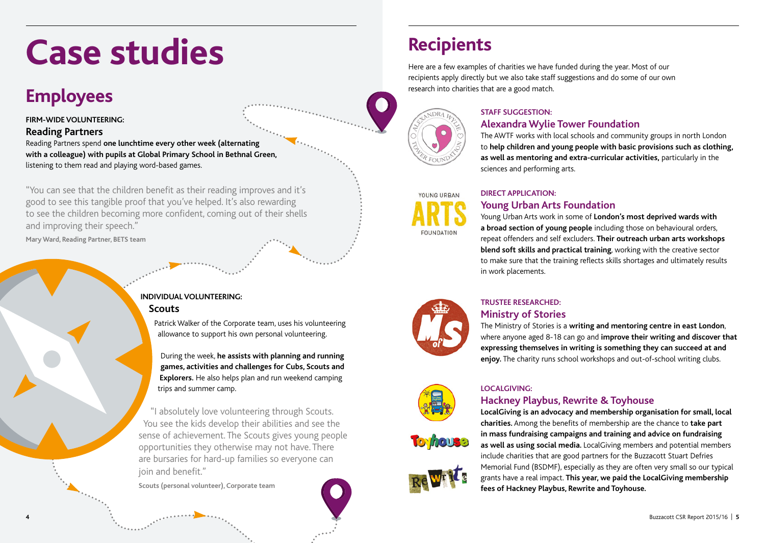# Case studies

## Employees

**FIRM-WIDE VOLUNTEERING:**

### Reading Partners

Reading Partners spend **one lunchtime every other week (alternating with a colleague) with pupils at Global Primary School in Bethnal Green,** listening to them read and playing word-based games.

"You can see that the children benefit as their reading improves and it's good to see this tangible proof that you've helped. It's also rewarding to see the children becoming more confident, coming out of their shells and improving their speech."

**Mary Ward, Reading Partner, BETS team**

**INDIVIDUAL VOLUNTEERING:**

### Scouts

Patrick Walker of the Corporate team, uses his volunteering allowance to support his own personal volunteering.

During the week, **he assists with planning and running games, activities and challenges for Cubs, Scouts and Explorers.** He also helps plan and run weekend camping trips and summer camp.

"I absolutely love volunteering through Scouts. You see the kids develop their abilities and see the sense of achievement. The Scouts gives young people opportunities they otherwise may not have. There are bursaries for hard-up families so everyone can join and benefit."

**Scouts (personal volunteer), Corporate team**

# Recipients

Here are a few examples of charities we have funded during the year. Most of our recipients apply directly but we also take staff suggestions and do some of our own research into charities that are a good match.

**STAFF SUGGESTION:**

### Alexandra Wylie Tower Foundation

The AWTF works with local schools and community groups in north London to **help children and young people with basic provisions such as clothing, as well as mentoring and extra-curricular activities,** particularly in the sciences and performing arts.

**DIRECT APPLICATION:**

### Young Urban Arts Foundation

Young Urban Arts work in some of **London's most deprived wards with a broad section of young people** including those on behavioural orders, repeat offenders and self excluders. **Their outreach urban arts workshops blend soft skills and practical training**, working with the creative sector to make sure that the training reflects skills shortages and ultimately results in work placements.

**TRUSTEE RESEARCHED:**

### Ministry of Stories

The Ministry of Stories is a **writing and mentoring centre in east London**, where anyone aged 8-18 can go and **improve their writing and discover that expressing themselves in writing is something they can succeed at and enjoy.** The charity runs school workshops and out-of-school writing clubs.

**LOCALGIVING:**

### Hackney Playbus, Rewrite & Toyhouse

**LocalGiving is an advocacy and membership organisation for small, local charities.** Among the benefits of membership are the chance to **take part in mass fundraising campaigns and training and advice on fundraising as well as using social media.** LocalGiving members and potential members include charities that are good partners for the Buzzacott Stuart Defries Memorial Fund (BSDMF), especially as they are often very small so our typical grants have a real impact. **This year, we paid the LocalGiving membership fees of Hackney Playbus, Rewrite and Toyhouse.**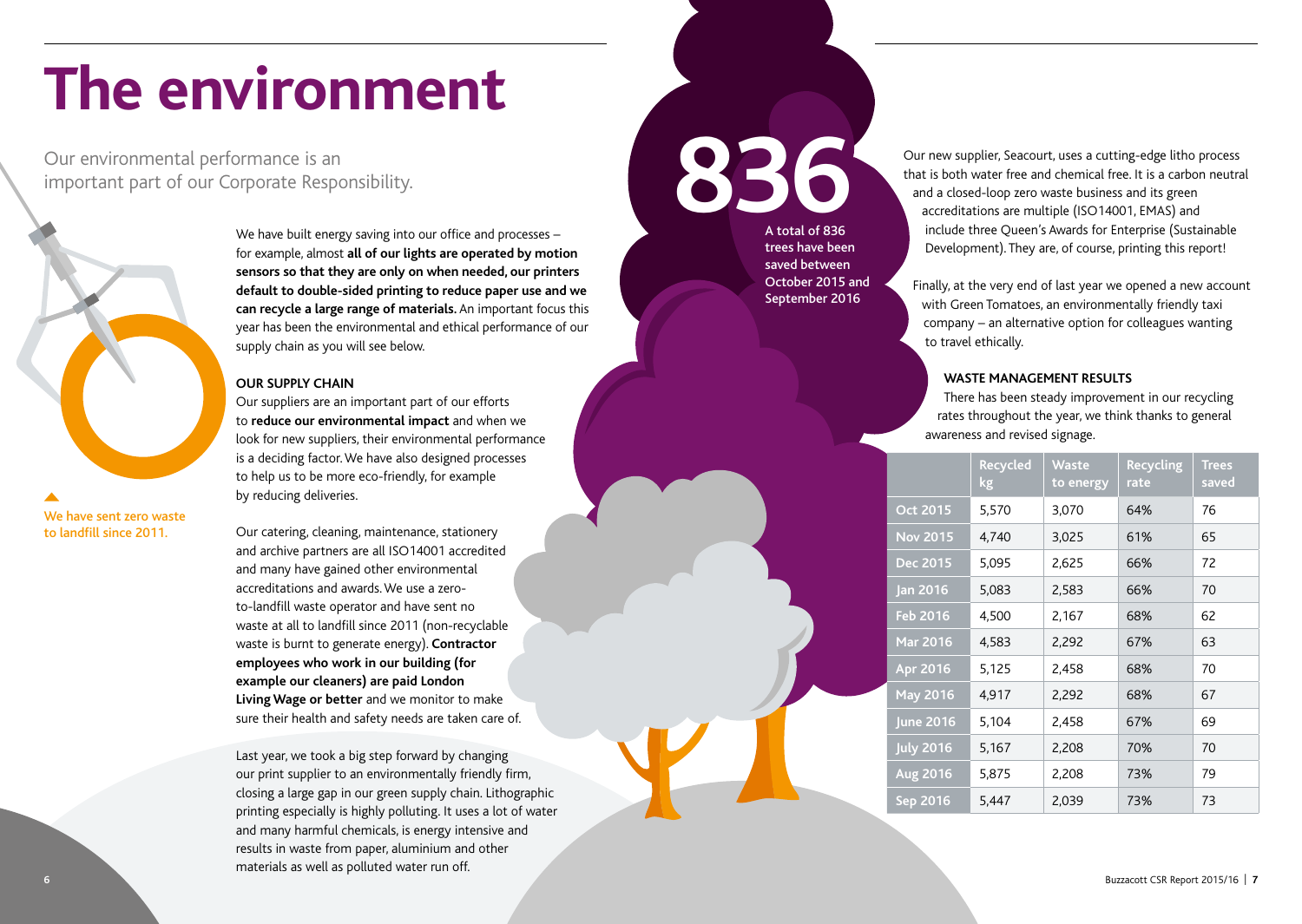# The environment

Our environmental performance is an important part of our Corporate Responsibility.

We have sent zero waste to landfill since 2011.

We have built energy saving into our office and processes – for example, almost **all of our lights are operated by motion sensors so that they are only on when needed, our printers default to double-sided printing to reduce paper use and we can recycle a large range of materials.** An important focus this year has been the environmental and ethical performance of our supply chain as you will see below.

### OUR SUPPLY CHAIN

Our suppliers are an important part of our efforts to **reduce our environmental impact** and when we look for new suppliers, their environmental performance is a deciding factor. We have also designed processes to help us to be more eco-friendly, for example by reducing deliveries.

Our catering, cleaning, maintenance, stationery and archive partners are all ISO14001 accredited and many have gained other environmental accreditations and awards. We use a zero-to-landfill waste operator and have sent no waste at all to landfill since 2011 (non-recyclable waste is burnt to generate energy). **Contractor employees who work in our building (for example our cleaners) are paid London Living Wage or better** and we monitor to make sure their health and safety needs are taken care of.

Last year, we took a big step forward by changing our print supplier to an environmentally friendly firm, closing a large gap in our green supply chain. Lithographic printing especially is highly polluting. It uses a lot of water and many harmful chemicals, is energy intensive and results in waste from paper, aluminium and other materials as well as polluted water run off.

**836**

A total of 836 trees have been saved between October 2015 and September 2016

Our new supplier, Seacourt, uses a cutting-edge litho process that is both water free and chemical free. It is a carbon neutral and a closed-loop zero waste business and its green accreditations are multiple (ISO14001, EMAS) and include three Queen's Awards for Enterprise (Sustainable Development). They are, of course, printing this report!

Finally, at the very end of last year we opened a new account with Green Tomatoes, an environmentally friendly taxi company – an alternative option for colleagues wanting to travel ethically.

### WASTE MANAGEMENT RESULTS

There has been steady improvement in our recycling rates throughout the year, we think thanks to general awareness and revised signage.

| | Recycled kg | Waste to energy | Recycling rate | Trees saved |
|---|---|---|---|---|
| Oct 2015 | 5,570 | 3,070 | 64% | 76 |
| Nov 2015 | 4,740 | 3,025 | 61% | 65 |
| Dec 2015 | 5,095 | 2,625 | 66% | 72 |
| Jan 2016 | 5,083 | 2,583 | 66% | 70 |
| Feb 2016 | 4,500 | 2,167 | 68% | 62 |
| Mar 2016 | 4,583 | 2,292 | 67% | 63 |
| Apr 2016 | 5,125 | 2,458 | 68% | 70 |
| May 2016 | 4,917 | 2,292 | 68% | 67 |
| June 2016 | 5,104 | 2,458 | 67% | 69 |
| July 2016 | 5,167 | 2,208 | 70% | 70 |
| Aug 2016 | 5,875 | 2,208 | 73% | 79 |
| Sep 2016 | 5,447 | 2,039 | 73% | 73 |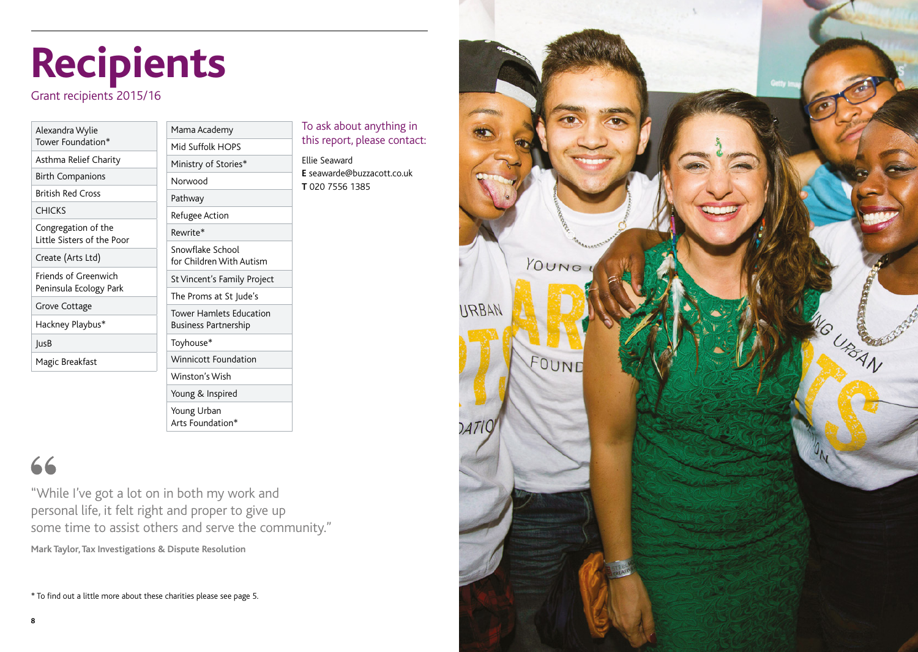# Recipients

Grant recipients 2015/16

- Alexandra Wylie Tower Foundation*
- Asthma Relief Charity
- Birth Companions
- British Red Cross
- CHICKS
- Congregation of the Little Sisters of the Poor
- Create (Arts Ltd)
- Friends of Greenwich Peninsula Ecology Park
- Grove Cottage
- Hackney Playbus*
- JusB
- Magic Breakfast
- Mama Academy
- Mid Suffolk HOPS
- Ministry of Stories*
- Norwood
- Pathway
- Refugee Action
- Rewrite*
- Snowflake School for Children With Autism
- St Vincent's Family Project
- The Proms at St Jude's
- Tower Hamlets Education Business Partnership
- Toyhouse*
- Winnicott Foundation
- Winston's Wish
- Young & Inspired
- Young Urban Arts Foundation*

To ask about anything in this report, please contact:

Ellie Seaward
**E** seawarde@buzzacott.co.uk
**T** 020 7556 1385

"While I've got a lot on in both my work and personal life, it felt right and proper to give up some time to assist others and serve the community."

**Mark Taylor, Tax Investigations & Dispute Resolution**

* To find out a little more about these charities please see page 5.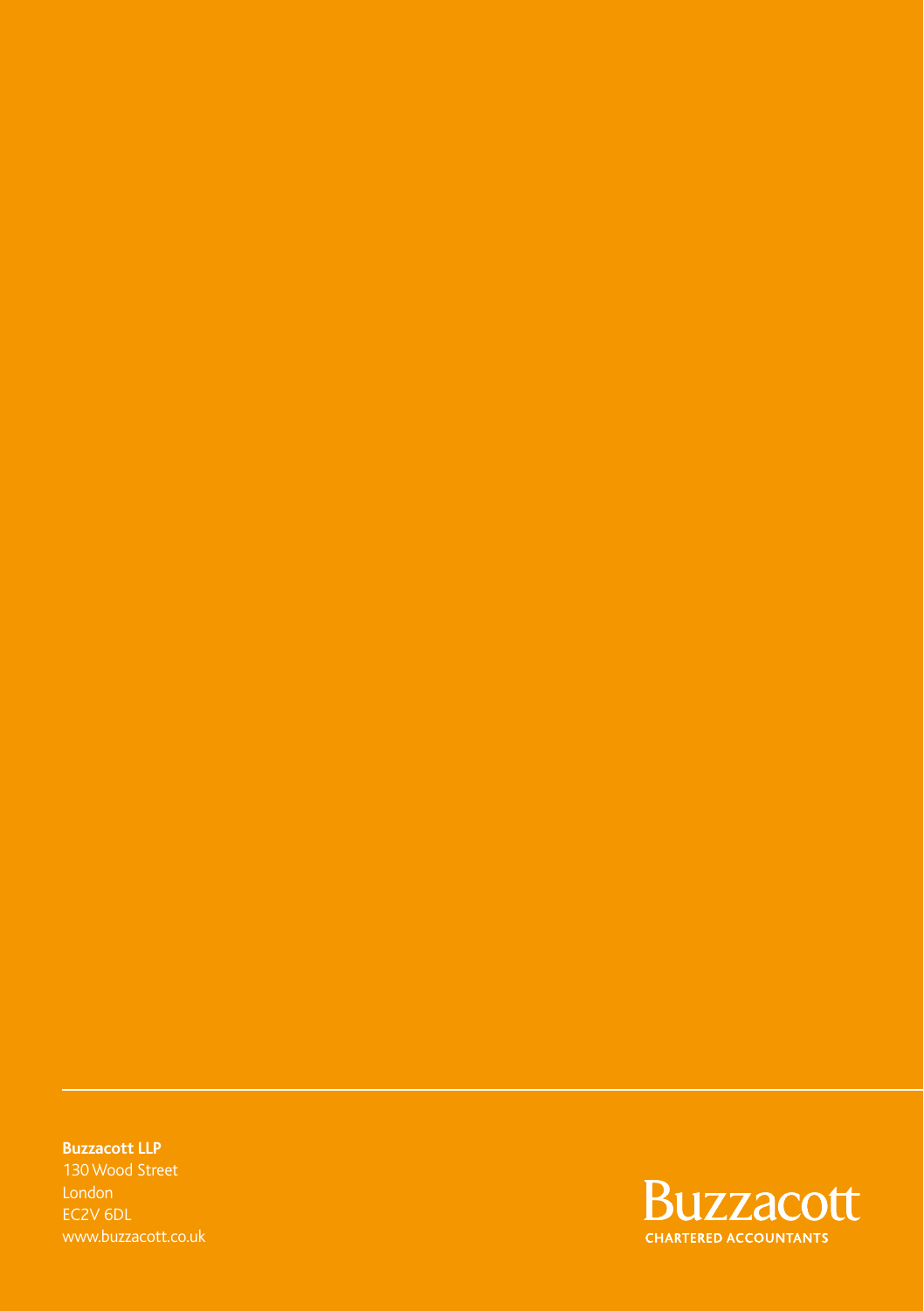**Buzzacott LLP**
130 Wood Street
London
EC2V 6DL
www.buzzacott.co.uk

Buzzacott
CHARTERED ACCOUNTANTS